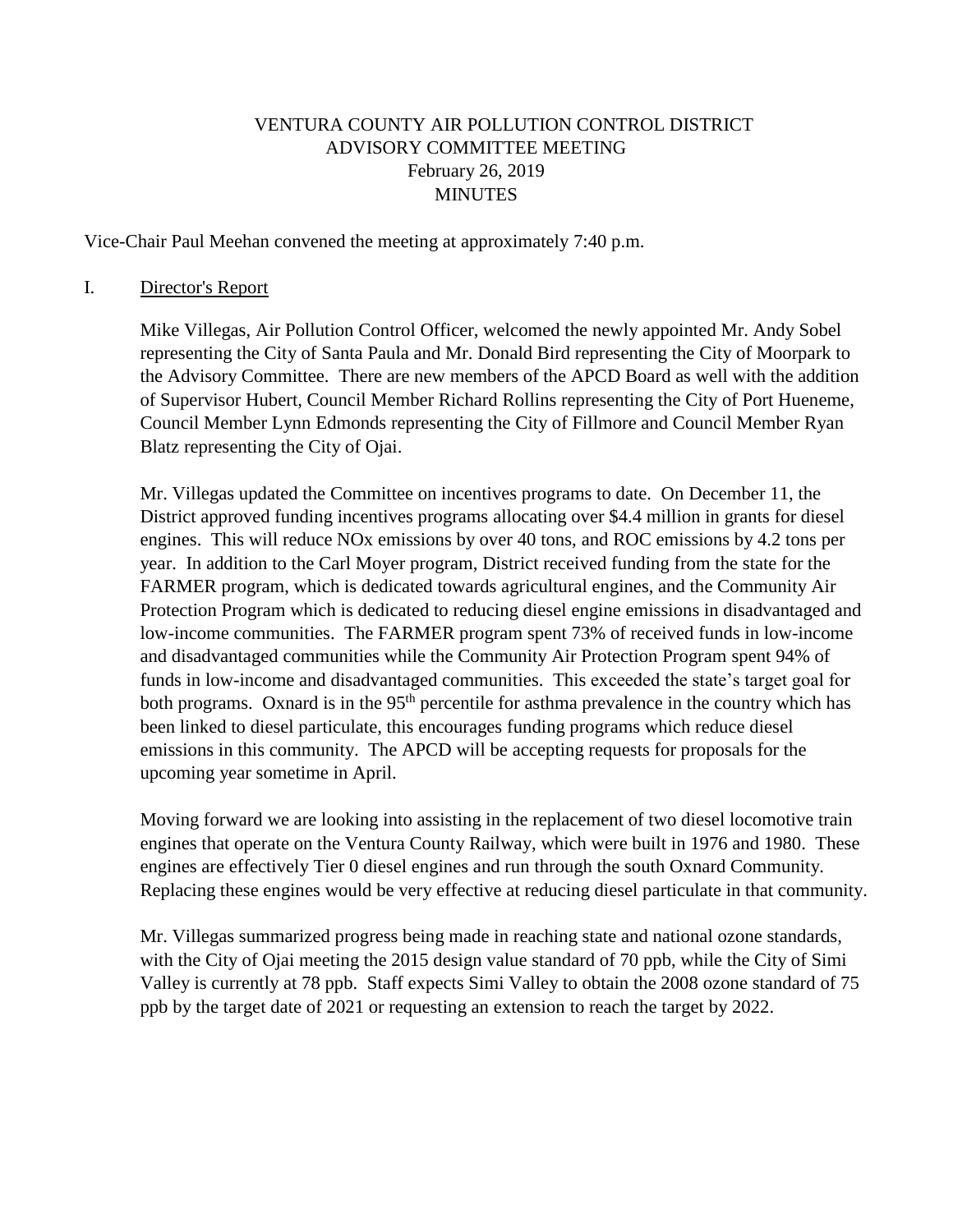# VENTURA COUNTY AIR POLLUTION CONTROL DISTRICT
## ADVISORY COMMITTEE MEETING
## February 26, 2019
## MINUTES

Vice-Chair Paul Meehan convened the meeting at approximately 7:40 p.m.

I. Director's Report

Mike Villegas, Air Pollution Control Officer, welcomed the newly appointed Mr. Andy Sobel representing the City of Santa Paula and Mr. Donald Bird representing the City of Moorpark to the Advisory Committee. There are new members of the APCD Board as well with the addition of Supervisor Hubert, Council Member Richard Rollins representing the City of Port Hueneme, Council Member Lynn Edmonds representing the City of Fillmore and Council Member Ryan Blatz representing the City of Ojai.

Mr. Villegas updated the Committee on incentives programs to date. On December 11, the District approved funding incentives programs allocating over \$4.4 million in grants for diesel engines. This will reduce NOx emissions by over 40 tons, and ROC emissions by 4.2 tons per year. In addition to the Carl Moyer program, District received funding from the state for the FARMER program, which is dedicated towards agricultural engines, and the Community Air Protection Program which is dedicated to reducing diesel engine emissions in disadvantaged and low-income communities. The FARMER program spent 73% of received funds in low-income and disadvantaged communities while the Community Air Protection Program spent 94% of funds in low-income and disadvantaged communities. This exceeded the state's target goal for both programs. Oxnard is in the 95th percentile for asthma prevalence in the country which has been linked to diesel particulate, this encourages funding programs which reduce diesel emissions in this community. The APCD will be accepting requests for proposals for the upcoming year sometime in April.

Moving forward we are looking into assisting in the replacement of two diesel locomotive train engines that operate on the Ventura County Railway, which were built in 1976 and 1980. These engines are effectively Tier 0 diesel engines and run through the south Oxnard Community. Replacing these engines would be very effective at reducing diesel particulate in that community.

Mr. Villegas summarized progress being made in reaching state and national ozone standards, with the City of Ojai meeting the 2015 design value standard of 70 ppb, while the City of Simi Valley is currently at 78 ppb. Staff expects Simi Valley to obtain the 2008 ozone standard of 75 ppb by the target date of 2021 or requesting an extension to reach the target by 2022.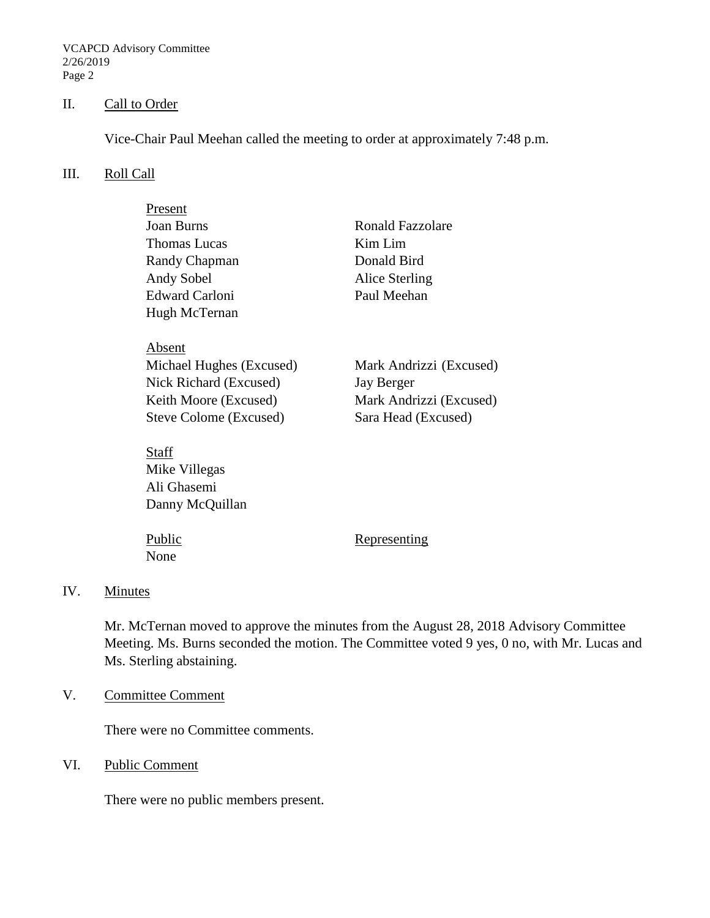## II. Call to Order

Vice-Chair Paul Meehan called the meeting to order at approximately 7:48 p.m.

## III. Roll Call

**Present**

Joan Burns
Thomas Lucas
Randy Chapman
Andy Sobel
Edward Carloni
Hugh McTernan
Ronald Fazzolare
Kim Lim
Donald Bird
Alice Sterling
Paul Meehan

**Absent**

Michael Hughes (Excused)
Nick Richard (Excused)
Keith Moore (Excused)
Steve Colome (Excused)
Mark Andrizzi (Excused)
Jay Berger
Mark Andrizzi (Excused)
Sara Head (Excused)

**Staff**

Mike Villegas
Ali Ghasemi
Danny McQuillan

| Public | Representing |
|---|---|
| None | |

## IV. Minutes

Mr. McTernan moved to approve the minutes from the August 28, 2018 Advisory Committee Meeting. Ms. Burns seconded the motion. The Committee voted 9 yes, 0 no, with Mr. Lucas and Ms. Sterling abstaining.

## V. Committee Comment

There were no Committee comments.

## VI. Public Comment

There were no public members present.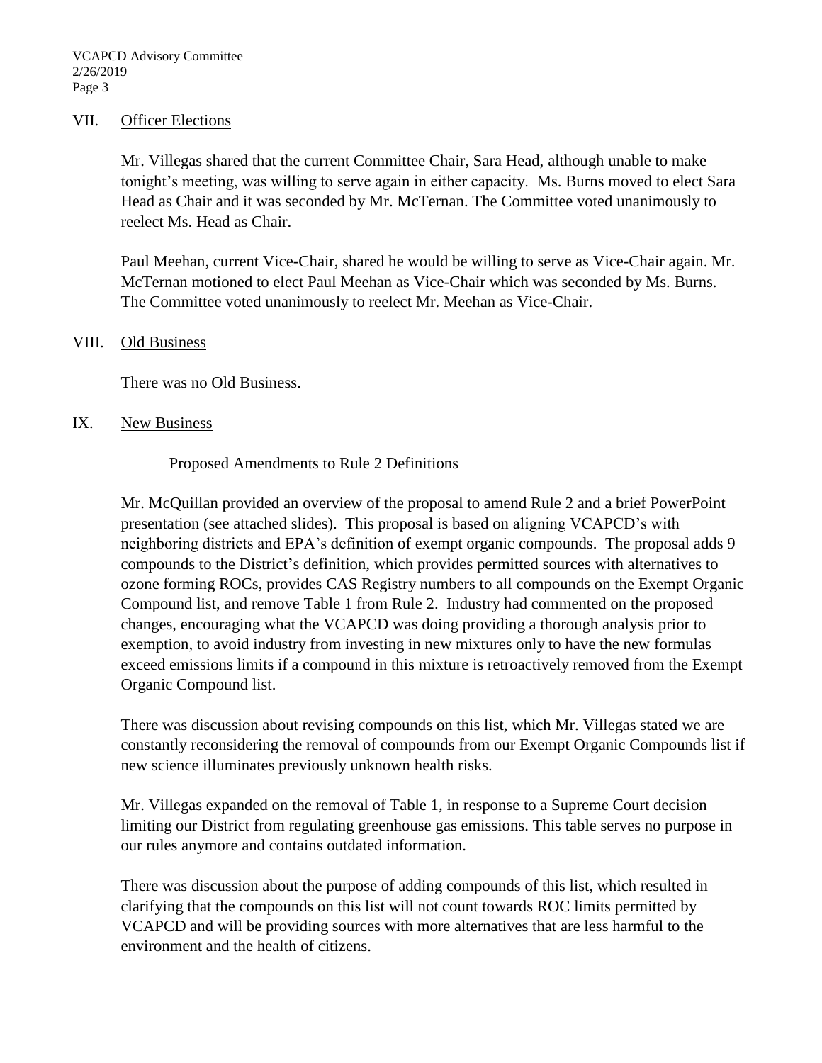## VII. Officer Elections

Mr. Villegas shared that the current Committee Chair, Sara Head, although unable to make tonight's meeting, was willing to serve again in either capacity. Ms. Burns moved to elect Sara Head as Chair and it was seconded by Mr. McTernan. The Committee voted unanimously to reelect Ms. Head as Chair.

Paul Meehan, current Vice-Chair, shared he would be willing to serve as Vice-Chair again. Mr. McTernan motioned to elect Paul Meehan as Vice-Chair which was seconded by Ms. Burns. The Committee voted unanimously to reelect Mr. Meehan as Vice-Chair.

## VIII. Old Business

There was no Old Business.

## IX. New Business

Proposed Amendments to Rule 2 Definitions

Mr. McQuillan provided an overview of the proposal to amend Rule 2 and a brief PowerPoint presentation (see attached slides). This proposal is based on aligning VCAPCD's with neighboring districts and EPA's definition of exempt organic compounds. The proposal adds 9 compounds to the District's definition, which provides permitted sources with alternatives to ozone forming ROCs, provides CAS Registry numbers to all compounds on the Exempt Organic Compound list, and remove Table 1 from Rule 2. Industry had commented on the proposed changes, encouraging what the VCAPCD was doing providing a thorough analysis prior to exemption, to avoid industry from investing in new mixtures only to have the new formulas exceed emissions limits if a compound in this mixture is retroactively removed from the Exempt Organic Compound list.

There was discussion about revising compounds on this list, which Mr. Villegas stated we are constantly reconsidering the removal of compounds from our Exempt Organic Compounds list if new science illuminates previously unknown health risks.

Mr. Villegas expanded on the removal of Table 1, in response to a Supreme Court decision limiting our District from regulating greenhouse gas emissions. This table serves no purpose in our rules anymore and contains outdated information.

There was discussion about the purpose of adding compounds of this list, which resulted in clarifying that the compounds on this list will not count towards ROC limits permitted by VCAPCD and will be providing sources with more alternatives that are less harmful to the environment and the health of citizens.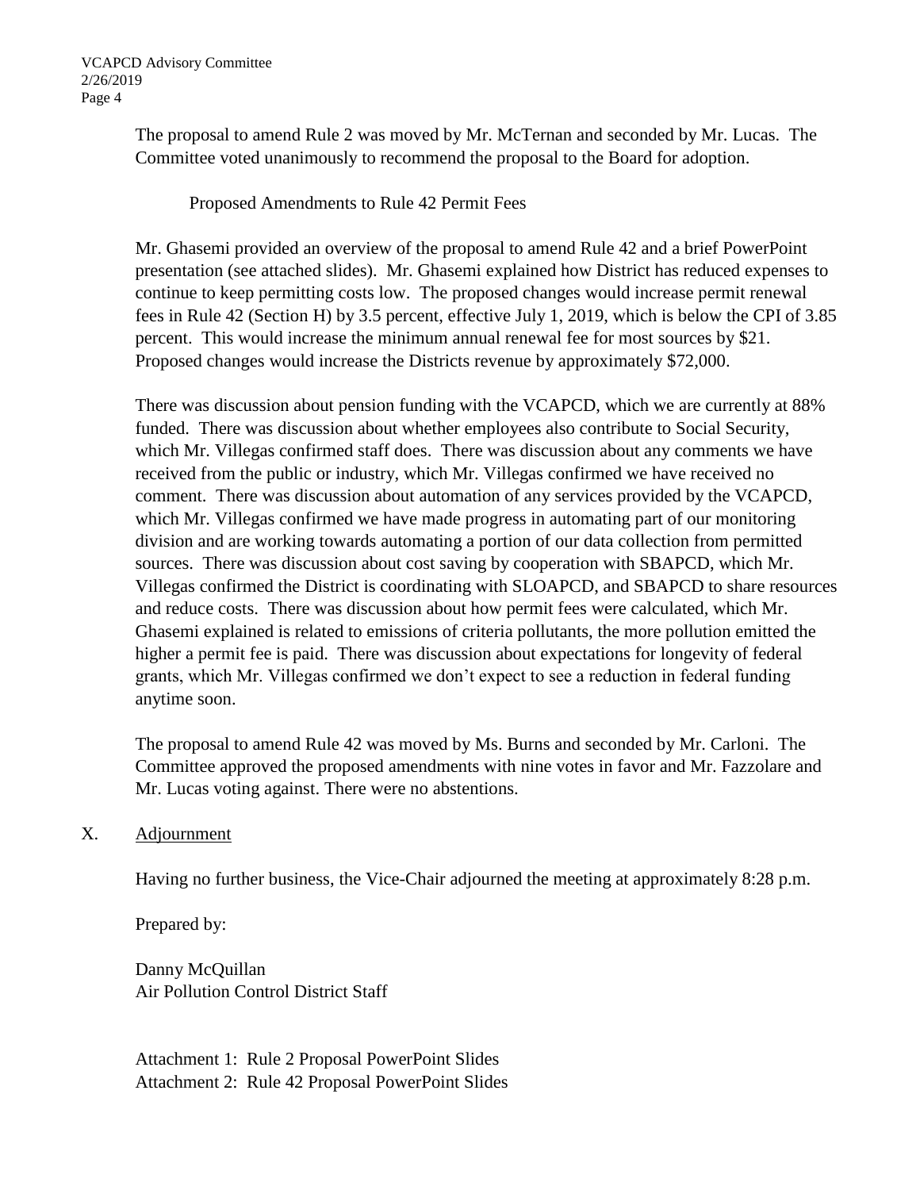The proposal to amend Rule 2 was moved by Mr. McTernan and seconded by Mr. Lucas. The Committee voted unanimously to recommend the proposal to the Board for adoption.

Proposed Amendments to Rule 42 Permit Fees

Mr. Ghasemi provided an overview of the proposal to amend Rule 42 and a brief PowerPoint presentation (see attached slides). Mr. Ghasemi explained how District has reduced expenses to continue to keep permitting costs low. The proposed changes would increase permit renewal fees in Rule 42 (Section H) by 3.5 percent, effective July 1, 2019, which is below the CPI of 3.85 percent. This would increase the minimum annual renewal fee for most sources by $21. Proposed changes would increase the Districts revenue by approximately $72,000.

There was discussion about pension funding with the VCAPCD, which we are currently at 88% funded. There was discussion about whether employees also contribute to Social Security, which Mr. Villegas confirmed staff does. There was discussion about any comments we have received from the public or industry, which Mr. Villegas confirmed we have received no comment. There was discussion about automation of any services provided by the VCAPCD, which Mr. Villegas confirmed we have made progress in automating part of our monitoring division and are working towards automating a portion of our data collection from permitted sources. There was discussion about cost saving by cooperation with SBAPCD, which Mr. Villegas confirmed the District is coordinating with SLOAPCD, and SBAPCD to share resources and reduce costs. There was discussion about how permit fees were calculated, which Mr. Ghasemi explained is related to emissions of criteria pollutants, the more pollution emitted the higher a permit fee is paid. There was discussion about expectations for longevity of federal grants, which Mr. Villegas confirmed we don't expect to see a reduction in federal funding anytime soon.

The proposal to amend Rule 42 was moved by Ms. Burns and seconded by Mr. Carloni. The Committee approved the proposed amendments with nine votes in favor and Mr. Fazzolare and Mr. Lucas voting against. There were no abstentions.

## X. Adjournment

Having no further business, the Vice-Chair adjourned the meeting at approximately 8:28 p.m.

Prepared by:

Danny McQuillan
Air Pollution Control District Staff

Attachment 1: Rule 2 Proposal PowerPoint Slides
Attachment 2: Rule 42 Proposal PowerPoint Slides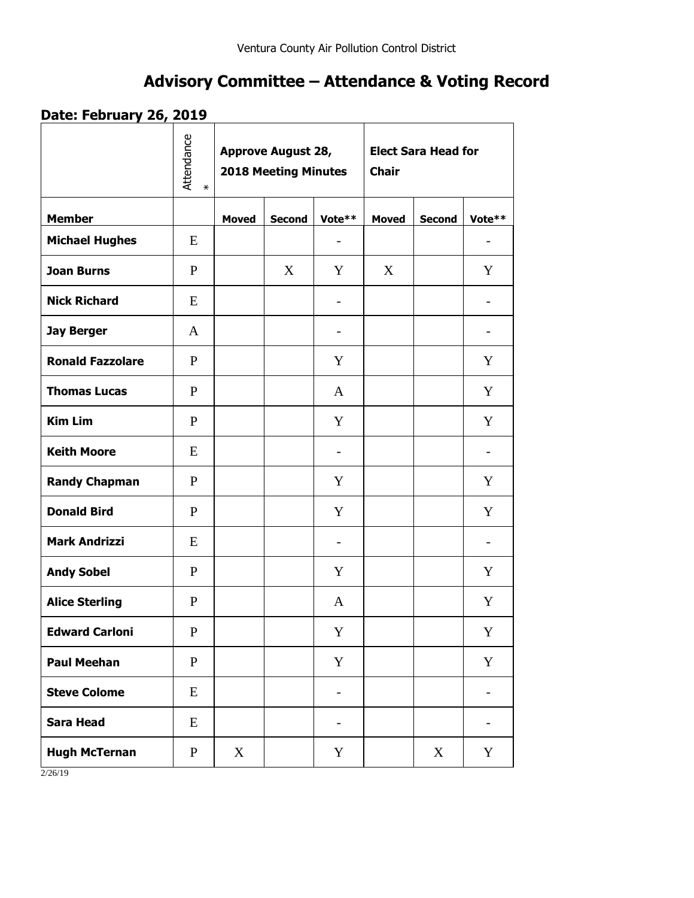Ventura County Air Pollution Control District

# Advisory Committee – Attendance & Voting Record

## Date: February 26, 2019

| | Attendance * | Approve August 28, 2018 Meeting Minutes | | | Elect Sara Head for Chair | | |
|---|---|---|---|---|---|---|---|
| **Member** | | **Moved** | **Second** | **Vote**** | **Moved** | **Second** | **Vote**** |
| **Michael Hughes** | E | | | - | | | - |
| **Joan Burns** | P | | X | Y | X | | Y |
| **Nick Richard** | E | | | - | | | - |
| **Jay Berger** | A | | | - | | | - |
| **Ronald Fazzolare** | P | | | Y | | | Y |
| **Thomas Lucas** | P | | | A | | | Y |
| **Kim Lim** | P | | | Y | | | Y |
| **Keith Moore** | E | | | - | | | - |
| **Randy Chapman** | P | | | Y | | | Y |
| **Donald Bird** | P | | | Y | | | Y |
| **Mark Andrizzi** | E | | | - | | | - |
| **Andy Sobel** | P | | | Y | | | Y |
| **Alice Sterling** | P | | | A | | | Y |
| **Edward Carloni** | P | | | Y | | | Y |
| **Paul Meehan** | P | | | Y | | | Y |
| **Steve Colome** | E | | | - | | | - |
| **Sara Head** | E | | | - | | | - |
| **Hugh McTernan** | P | X | | Y | | X | Y |

2/26/19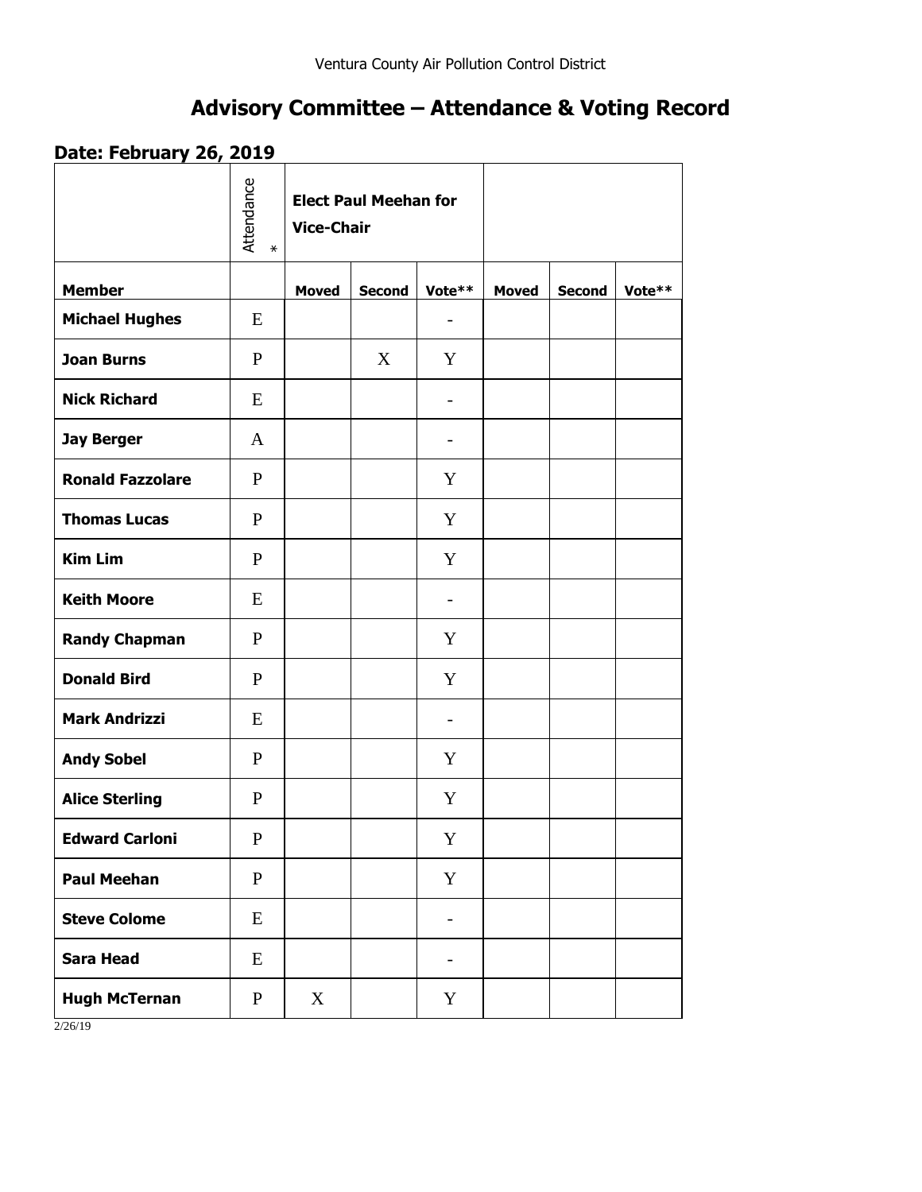Ventura County Air Pollution Control District

# Advisory Committee – Attendance & Voting Record

## Date: February 26, 2019

| | Attendance * | Elect Paul Meehan for Vice-Chair | | | | | |
|---|---|---|---|---|---|---|---|
| **Member** | | **Moved** | **Second** | **Vote**** | **Moved** | **Second** | **Vote**** |
| **Michael Hughes** | E | | | - | | | |
| **Joan Burns** | P | | X | Y | | | |
| **Nick Richard** | E | | | - | | | |
| **Jay Berger** | A | | | - | | | |
| **Ronald Fazzolare** | P | | | Y | | | |
| **Thomas Lucas** | P | | | Y | | | |
| **Kim Lim** | P | | | Y | | | |
| **Keith Moore** | E | | | - | | | |
| **Randy Chapman** | P | | | Y | | | |
| **Donald Bird** | P | | | Y | | | |
| **Mark Andrizzi** | E | | | - | | | |
| **Andy Sobel** | P | | | Y | | | |
| **Alice Sterling** | P | | | Y | | | |
| **Edward Carloni** | P | | | Y | | | |
| **Paul Meehan** | P | | | Y | | | |
| **Steve Colome** | E | | | - | | | |
| **Sara Head** | E | | | - | | | |
| **Hugh McTernan** | P | X | | Y | | | |

2/26/19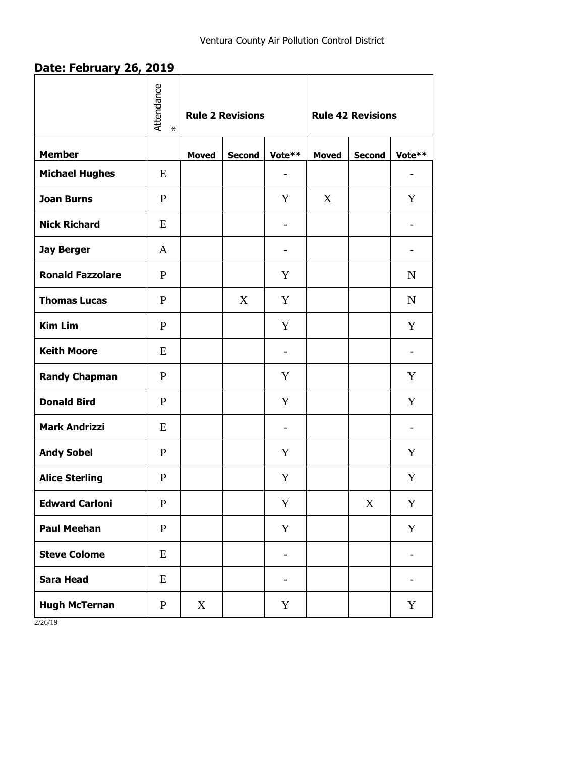Ventura County Air Pollution Control District

## Date: February 26, 2019

| | Attendance * | Rule 2 Revisions | | | Rule 42 Revisions | | |
|---|---|---|---|---|---|---|---|
| **Member** | | **Moved** | **Second** | **Vote**** | **Moved** | **Second** | **Vote**** |
| **Michael Hughes** | E | | | - | | | - |
| **Joan Burns** | P | | | Y | X | | Y |
| **Nick Richard** | E | | | - | | | - |
| **Jay Berger** | A | | | - | | | - |
| **Ronald Fazzolare** | P | | | Y | | | N |
| **Thomas Lucas** | P | | X | Y | | | N |
| **Kim Lim** | P | | | Y | | | Y |
| **Keith Moore** | E | | | - | | | - |
| **Randy Chapman** | P | | | Y | | | Y |
| **Donald Bird** | P | | | Y | | | Y |
| **Mark Andrizzi** | E | | | - | | | - |
| **Andy Sobel** | P | | | Y | | | Y |
| **Alice Sterling** | P | | | Y | | | Y |
| **Edward Carloni** | P | | | Y | | X | Y |
| **Paul Meehan** | P | | | Y | | | Y |
| **Steve Colome** | E | | | - | | | - |
| **Sara Head** | E | | | - | | | - |
| **Hugh McTernan** | P | X | | Y | | | Y |

2/26/19